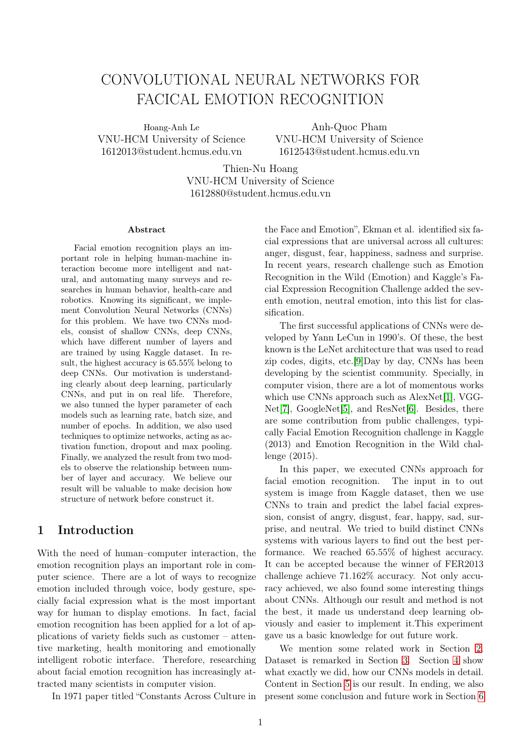# CONVOLUTIONAL NEURAL NETWORKS FOR FACICAL EMOTION RECOGNITION

Hoang-Anh Le
VNU-HCM University of Science
1612013@student.hcmus.edu.vn

Anh-Quoc Pham
VNU-HCM University of Science
1612543@student.hcmus.edu.vn

Thien-Nu Hoang
VNU-HCM University of Science
1612880@student.hcmus.edu.vn

**Abstract**

Facial emotion recognition plays an important role in helping human-machine interaction become more intelligent and natural, and automating many surveys and researches in human behavior, health-care and robotics. Knowing its significant, we implement Convolution Neural Networks (CNNs) for this problem. We have two CNNs models, consist of shallow CNNs, deep CNNs, which have different number of layers and are trained by using Kaggle dataset. In result, the highest accuracy is 65.55% belong to deep CNNs. Our motivation is understanding clearly about deep learning, particularly CNNs, and put in on real life. Therefore, we also tunned the hyper parameter of each models such as learning rate, batch size, and number of epochs. In addition, we also used techniques to optimize networks, acting as activation function, dropout and max pooling. Finally, we analyzed the result from two models to observe the relationship between number of layer and accuracy. We believe our result will be valuable to make decision how structure of network before construct it.

## 1 Introduction

With the need of human–computer interaction, the emotion recognition plays an important role in computer science. There are a lot of ways to recognize emotion included through voice, body gesture, specially facial expression what is the most important way for human to display emotions. In fact, facial emotion recognition has been applied for a lot of applications of variety fields such as customer – attentive marketing, health monitoring and emotionally intelligent robotic interface. Therefore, researching about facial emotion recognition has increasingly attracted many scientists in computer vision.

In 1971 paper titled "Constants Across Culture in the Face and Emotion", Ekman et al. identified six facial expressions that are universal across all cultures: anger, disgust, fear, happiness, sadness and surprise. In recent years, research challenge such as Emotion Recognition in the Wild (Emotion) and Kaggle's Facial Expression Recognition Challenge added the seventh emotion, neutral emotion, into this list for classification.

The first successful applications of CNNs were developed by Yann LeCun in 1990's. Of these, the best known is the LeNet architecture that was used to read zip codes, digits, etc.[9]Day by day, CNNs has been developing by the scientist community. Specially, in computer vision, there are a lot of momentous works which use CNNs approach such as AlexNet[1], VGGNet[7], GoogleNet[5], and ResNet[6]. Besides, there are some contribution from public challenges, typically Facial Emotion Recognition challenge in Kaggle (2013) and Emotion Recognition in the Wild challenge (2015).

In this paper, we executed CNNs approach for facial emotion recognition. The input in to out system is image from Kaggle dataset, then we use CNNs to train and predict the label facial expression, consist of angry, disgust, fear, happy, sad, surprise, and neutral. We tried to build distinct CNNs systems with various layers to find out the best performance. We reached 65.55% of highest accuracy. It can be accepted because the winner of FER2013 challenge achieve 71.162% accuracy. Not only accuracy achieved, we also found some interesting things about CNNs. Although our result and method is not the best, it made us understand deep learning obviously and easier to implement it.This experiment gave us a basic knowledge for out future work.

We mention some related work in Section 2. Dataset is remarked in Section 3. Section 4 show what exactly we did, how our CNNs models in detail. Content in Section 5 is our result. In ending, we also present some conclusion and future work in Section 6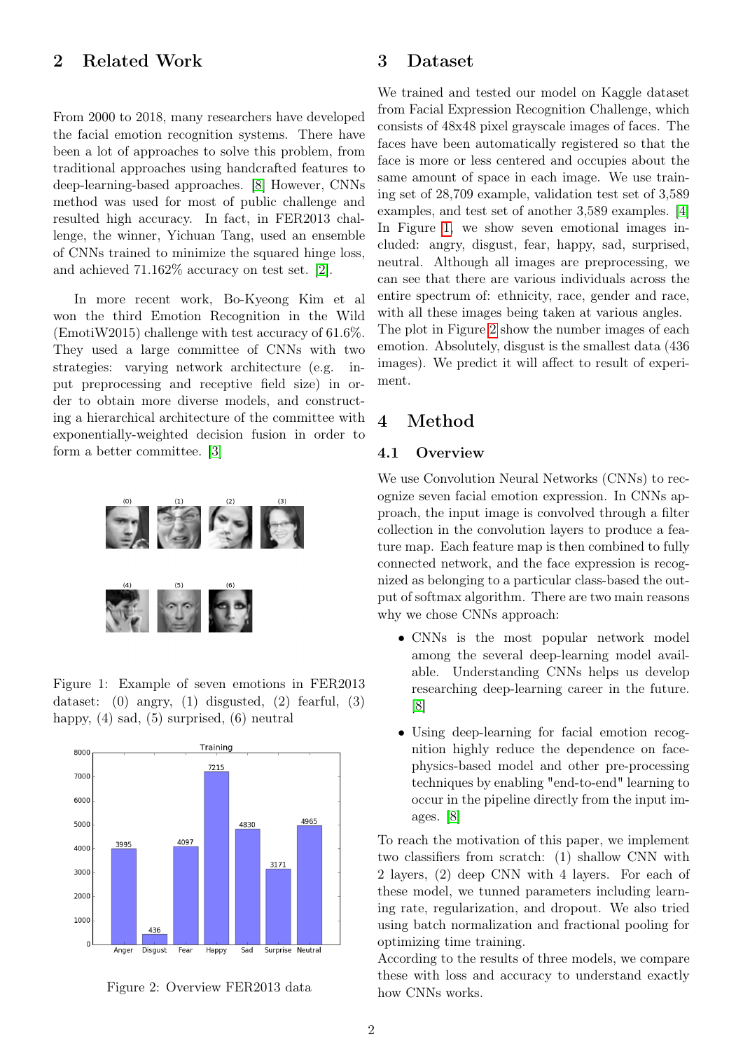## 2 Related Work

From 2000 to 2018, many researchers have developed the facial emotion recognition systems. There have been a lot of approaches to solve this problem, from traditional approaches using handcrafted features to deep-learning-based approaches. [8] However, CNNs method was used for most of public challenge and resulted high accuracy. In fact, in FER2013 challenge, the winner, Yichuan Tang, used an ensemble of CNNs trained to minimize the squared hinge loss, and achieved 71.162% accuracy on test set. [2].

In more recent work, Bo-Kyeong Kim et al won the third Emotion Recognition in the Wild (EmotiW2015) challenge with test accuracy of 61.6%. They used a large committee of CNNs with two strategies: varying network architecture (e.g. input preprocessing and receptive field size) in order to obtain more diverse models, and constructing a hierarchical architecture of the committee with exponentially-weighted decision fusion in order to form a better committee. [3]

(0) (1) (2) (3)

(4) (5) (6)

Figure 1: Example of seven emotions in FER2013 dataset: (0) angry, (1) disgusted, (2) fearful, (3) happy, (4) sad, (5) surprised, (6) neutral

Training

8000
7000
6000
5000
4000
3000
2000
1000
0

3995 436 4097 7215 4830 3171 4965

Anger Disgust Fear Happy Sad Surprise Neutral

Figure 2: Overview FER2013 data

## 3 Dataset

We trained and tested our model on Kaggle dataset from Facial Expression Recognition Challenge, which consists of 48x48 pixel grayscale images of faces. The faces have been automatically registered so that the face is more or less centered and occupies about the same amount of space in each image. We use training set of 28,709 example, validation test set of 3,589 examples, and test set of another 3,589 examples. [4] In Figure 1, we show seven emotional images included: angry, disgust, fear, happy, sad, surprised, neutral. Although all images are preprocessing, we can see that there are various individuals across the entire spectrum of: ethnicity, race, gender and race, with all these images being taken at various angles. The plot in Figure 2 show the number images of each emotion. Absolutely, disgust is the smallest data (436 images). We predict it will affect to result of experiment.

## 4 Method

### 4.1 Overview

We use Convolution Neural Networks (CNNs) to recognize seven facial emotion expression. In CNNs approach, the input image is convolved through a filter collection in the convolution layers to produce a feature map. Each feature map is then combined to fully connected network, and the face expression is recognized as belonging to a particular class-based the output of softmax algorithm. There are two main reasons why we chose CNNs approach:

- CNNs is the most popular network model among the several deep-learning model available. Understanding CNNs helps us develop researching deep-learning career in the future. [8]
- Using deep-learning for facial emotion recognition highly reduce the dependence on face-physics-based model and other pre-processing techniques by enabling "end-to-end" learning to occur in the pipeline directly from the input images. [8]

To reach the motivation of this paper, we implement two classifiers from scratch: (1) shallow CNN with 2 layers, (2) deep CNN with 4 layers. For each of these model, we tunned parameters including learning rate, regularization, and dropout. We also tried using batch normalization and fractional pooling for optimizing time training.
According to the results of three models, we compare these with loss and accuracy to understand exactly how CNNs works.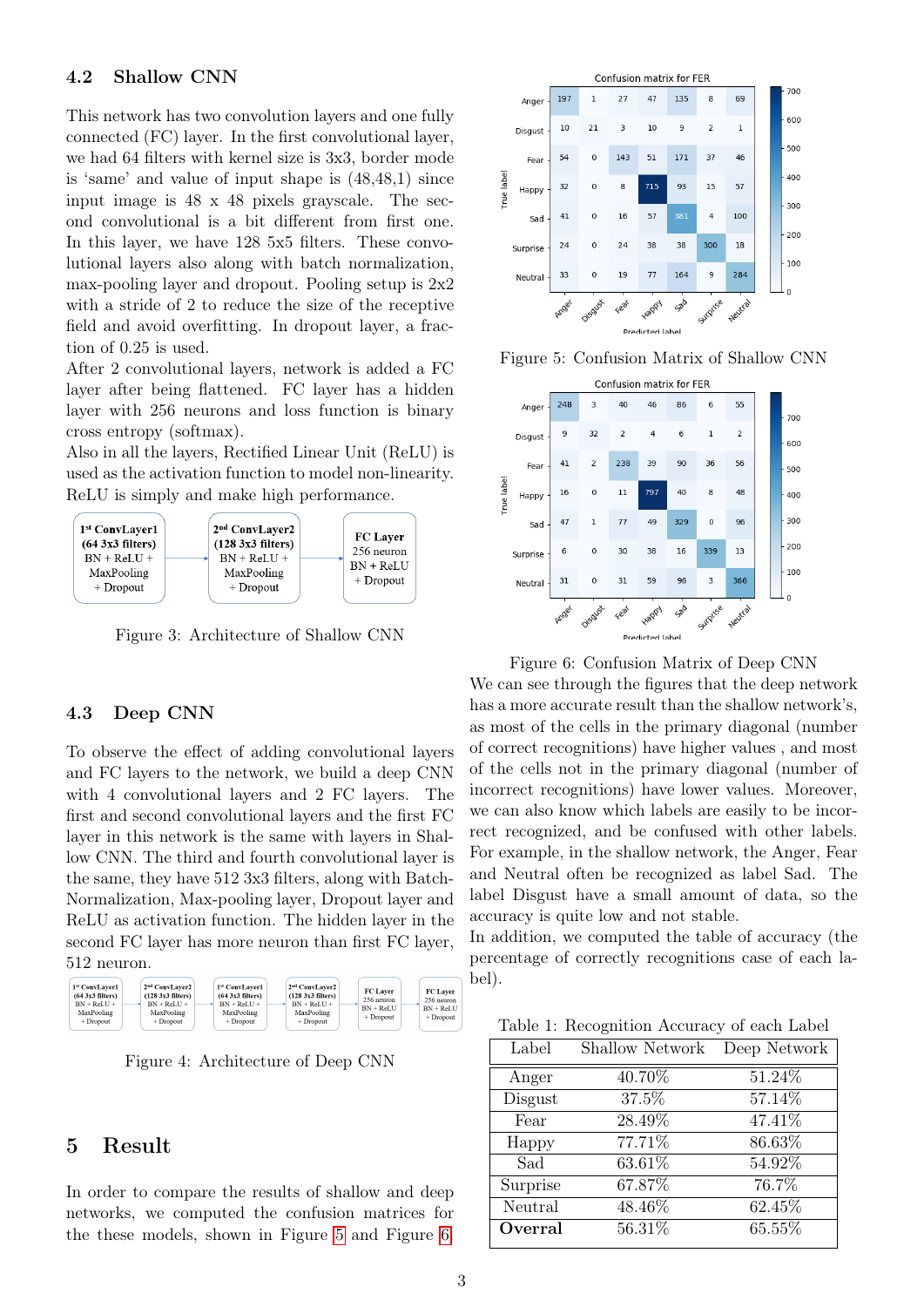### 4.2 Shallow CNN

This network has two convolution layers and one fully connected (FC) layer. In the first convolutional layer, we had 64 filters with kernel size is 3x3, border mode is 'same' and value of input shape is (48,48,1) since input image is 48 x 48 pixels grayscale. The second convolutional is a bit different from first one. In this layer, we have 128 5x5 filters. These convolutional layers also along with batch normalization, max-pooling layer and dropout. Pooling setup is 2x2 with a stride of 2 to reduce the size of the receptive field and avoid overfitting. In dropout layer, a fraction of 0.25 is used.

After 2 convolutional layers, network is added a FC layer after being flattened. FC layer has a hidden layer with 256 neurons and loss function is binary cross entropy (softmax).

Also in all the layers, Rectified Linear Unit (ReLU) is used as the activation function to model non-linearity. ReLU is simply and make high performance.

Figure 3: Architecture of Shallow CNN

### 4.3 Deep CNN

To observe the effect of adding convolutional layers and FC layers to the network, we build a deep CNN with 4 convolutional layers and 2 FC layers. The first and second convolutional layers and the first FC layer in this network is the same with layers in Shallow CNN. The third and fourth convolutional layer is the same, they have 512 3x3 filters, along with BatchNormalization, Max-pooling layer, Dropout layer and ReLU as activation function. The hidden layer in the second FC layer has more neuron than first FC layer, 512 neuron.

Figure 4: Architecture of Deep CNN

## 5 Result

In order to compare the results of shallow and deep networks, we computed the confusion matrices for the these models, shown in Figure 5 and Figure 6.

Figure 5: Confusion Matrix of Shallow CNN

Figure 6: Confusion Matrix of Deep CNN

We can see through the figures that the deep network has a more accurate result than the shallow network's, as most of the cells in the primary diagonal (number of correct recognitions) have higher values , and most of the cells not in the primary diagonal (number of incorrect recognitions) have lower values. Moreover, we can also know which labels are easily to be incorrect recognized, and be confused with other labels. For example, in the shallow network, the Anger, Fear and Neutral often be recognized as label Sad. The label Disgust have a small amount of data, so the accuracy is quite low and not stable.

In addition, we computed the table of accuracy (the percentage of correctly recognitions case of each label).

Table 1: Recognition Accuracy of each Label

| Label | Shallow Network | Deep Network |
|---|---|---|
| Anger | 40.70% | 51.24% |
| Disgust | 37.5% | 57.14% |
| Fear | 28.49% | 47.41% |
| Happy | 77.71% | 86.63% |
| Sad | 63.61% | 54.92% |
| Surprise | 67.87% | 76.7% |
| Neutral | 48.46% | 62.45% |
| **Overral** | 56.31% | 65.55% |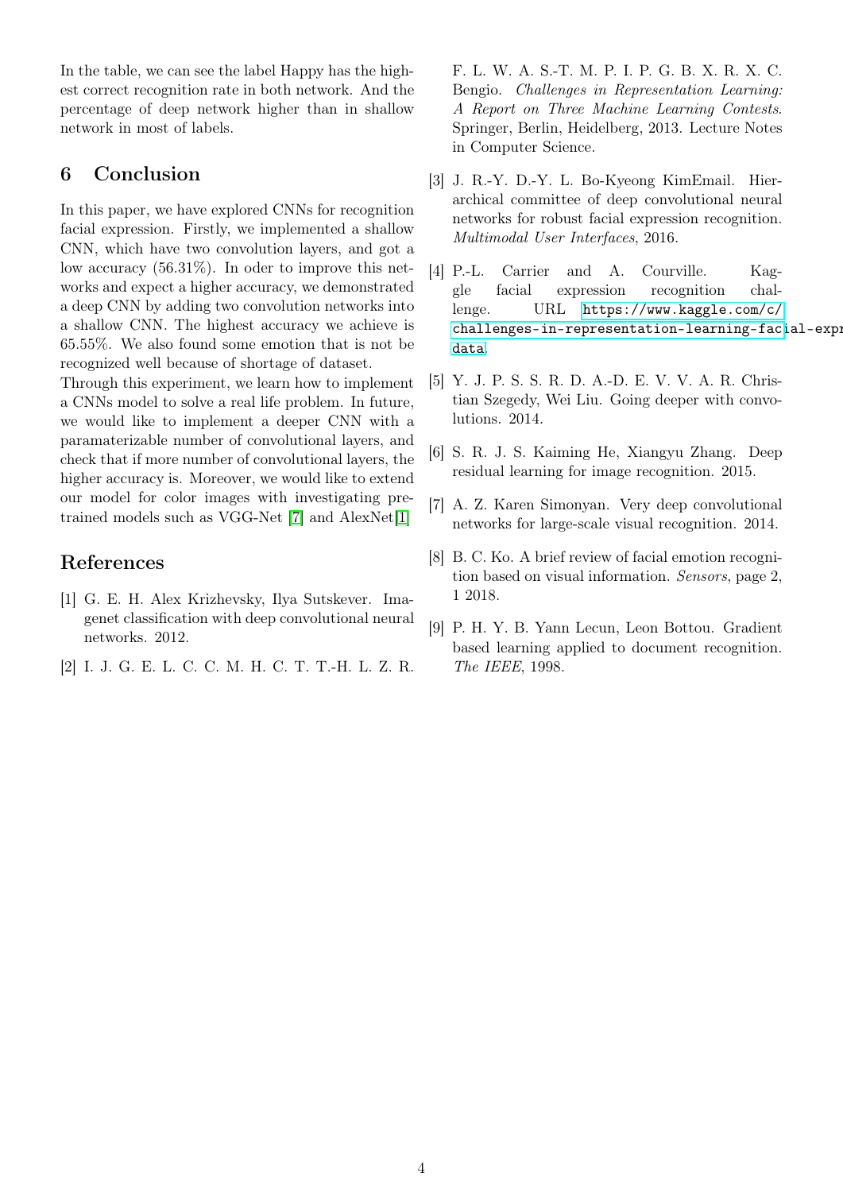In the table, we can see the label Happy has the highest correct recognition rate in both network. And the percentage of deep network higher than in shallow network in most of labels.

## 6 Conclusion

In this paper, we have explored CNNs for recognition facial expression. Firstly, we implemented a shallow CNN, which have two convolution layers, and got a low accuracy (56.31%). In oder to improve this networks and expect a higher accuracy, we demonstrated a deep CNN by adding two convolution networks into a shallow CNN. The highest accuracy we achieve is 65.55%. We also found some emotion that is not be recognized well because of shortage of dataset.
Through this experiment, we learn how to implement a CNNs model to solve a real life problem. In future, we would like to implement a deeper CNN with a paramaterizable number of convolutional layers, and check that if more number of convolutional layers, the higher accuracy is. Moreover, we would like to extend our model for color images with investigating pretrained models such as VGG-Net [7] and AlexNet[1]

## References

[1] G. E. H. Alex Krizhevsky, Ilya Sutskever. Imagenet classification with deep convolutional neural networks. 2012.

[2] I. J. G. E. L. C. C. M. H. C. T. T.-H. L. Z. R. F. L. W. A. S.-T. M. P. I. P. G. B. X. R. X. C. Bengio. *Challenges in Representation Learning: A Report on Three Machine Learning Contests*. Springer, Berlin, Heidelberg, 2013. Lecture Notes in Computer Science.

[3] J. R.-Y. D.-Y. L. Bo-Kyeong KimEmail. Hierarchical committee of deep convolutional neural networks for robust facial expression recognition. *Multimodal User Interfaces*, 2016.

[4] P.-L. Carrier and A. Courville. Kaggle facial expression recognition challenge. URL https://www.kaggle.com/c/challenges-in-representation-learning-facial-expr data.

[5] Y. J. P. S. S. R. D. A.-D. E. V. V. A. R. Christian Szegedy, Wei Liu. Going deeper with convolutions. 2014.

[6] S. R. J. S. Kaiming He, Xiangyu Zhang. Deep residual learning for image recognition. 2015.

[7] A. Z. Karen Simonyan. Very deep convolutional networks for large-scale visual recognition. 2014.

[8] B. C. Ko. A brief review of facial emotion recognition based on visual information. *Sensors*, page 2, 1 2018.

[9] P. H. Y. B. Yann Lecun, Leon Bottou. Gradient based learning applied to document recognition. *The IEEE*, 1998.